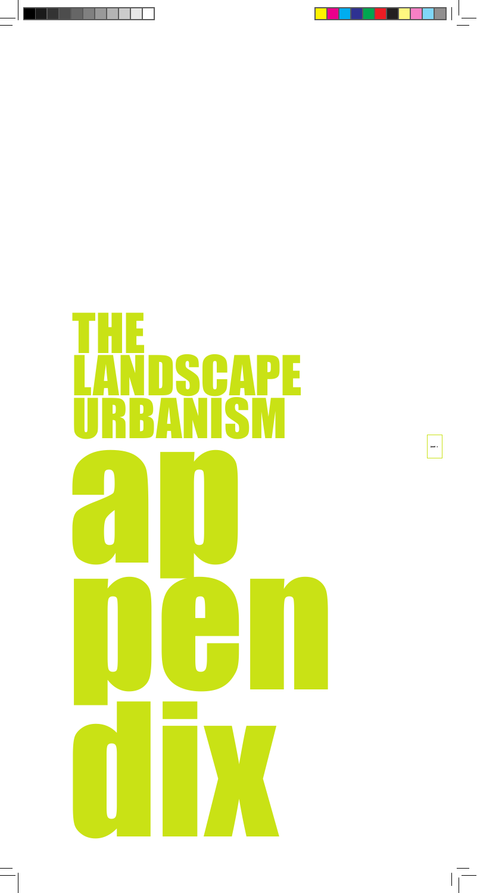# THE LANDSCAPE URBANISM

# appendix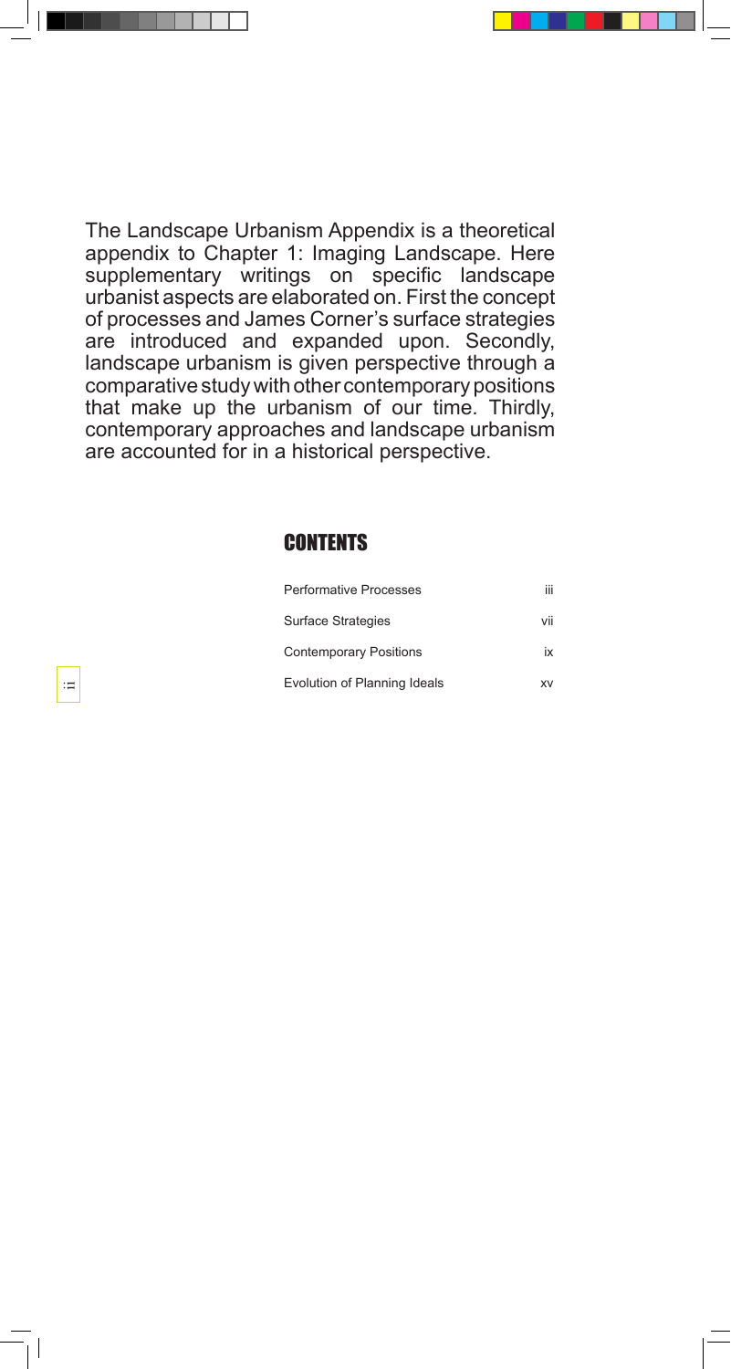The Landscape Urbanism Appendix is a theoretical appendix to Chapter 1: Imaging Landscape. Here supplementary writings on specific landscape urbanist aspects are elaborated on. First the concept of processes and James Corner's surface strategies are introduced and expanded upon. Secondly, landscape urbanism is given perspective through a comparative study with other contemporary positions that make up the urbanism of our time. Thirdly, contemporary approaches and landscape urbanism are accounted for in a historical perspective.

## CONTENTS

| | |
|---|---|
| Performative Processes | iii |
| Surface Strategies | vii |
| Contemporary Positions | ix |
| Evolution of Planning Ideals | xv |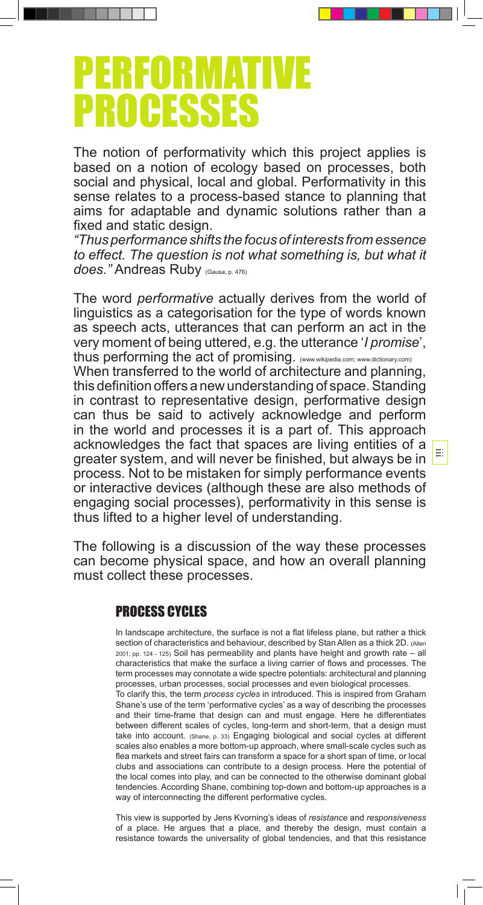# PERFORMATIVE PROCESSES

The notion of performativity which this project applies is based on a notion of ecology based on processes, both social and physical, local and global. Performativity in this sense relates to a process-based stance to planning that aims for adaptable and dynamic solutions rather than a fixed and static design.

*"Thus performance shifts the focus of interests from essence to effect. The question is not what something is, but what it does."* Andreas Ruby (Gausa, p. 476)

The word *performative* actually derives from the world of linguistics as a categorisation for the type of words known as speech acts, utterances that can perform an act in the very moment of being uttered, e.g. the utterance '*I promise*', thus performing the act of promising. (www.wikipedia.com; www.dictionary.com)

When transferred to the world of architecture and planning, this definition offers a new understanding of space. Standing in contrast to representative design, performative design can thus be said to actively acknowledge and perform in the world and processes it is a part of. This approach acknowledges the fact that spaces are living entities of a greater system, and will never be finished, but always be in process. Not to be mistaken for simply performance events or interactive devices (although these are also methods of engaging social processes), performativity in this sense is thus lifted to a higher level of understanding.

The following is a discussion of the way these processes can become physical space, and how an overall planning must collect these processes.

## PROCESS CYCLES

In landscape architecture, the surface is not a flat lifeless plane, but rather a thick section of characteristics and behaviour, described by Stan Allen as a thick 2D. (Allen 2001, pp. 124 - 125) Soil has permeability and plants have height and growth rate – all characteristics that make the surface a living carrier of flows and processes. The term processes may connotate a wide spectre potentials: architectural and planning processes, urban processes, social processes and even biological processes.

To clarify this, the term *process cycles* in introduced. This is inspired from Graham Shane's use of the term 'performative cycles' as a way of describing the processes and their time-frame that design can and must engage. Here he differentiates between different scales of cycles, long-term and short-term, that a design must take into account. (Shane, p. 33) Engaging biological and social cycles at different scales also enables a more bottom-up approach, where small-scale cycles such as flea markets and street fairs can transform a space for a short span of time, or local clubs and associations can contribute to a design process. Here the potential of the local comes into play, and can be connected to the otherwise dominant global tendencies. According Shane, combining top-down and bottom-up approaches is a way of interconnecting the different performative cycles.

This view is supported by Jens Kvorning's ideas of *resistance* and *responsiveness* of a place. He argues that a place, and thereby the design, must contain a resistance towards the universality of global tendencies, and that this resistance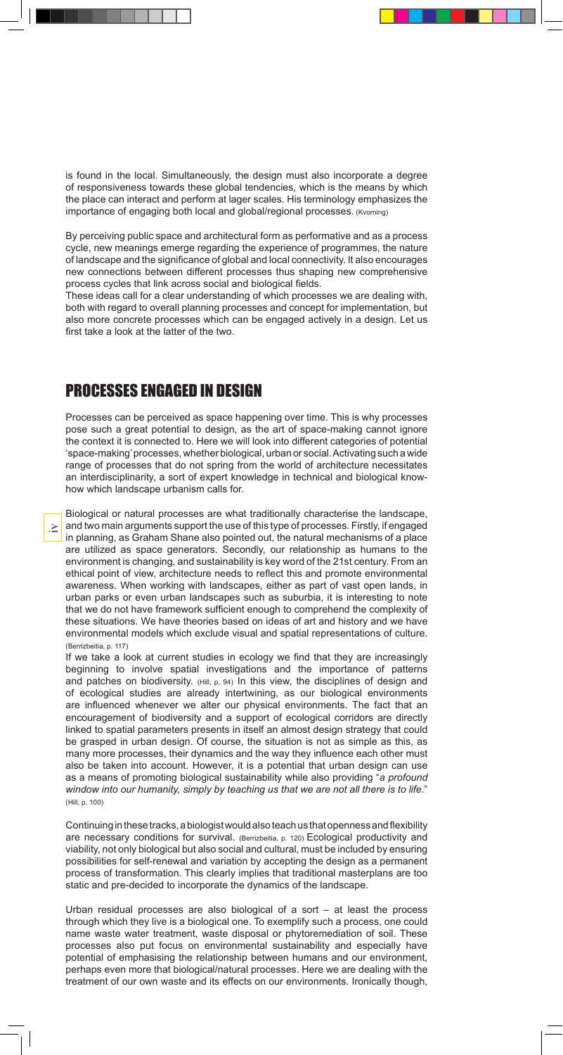is found in the local. Simultaneously, the design must also incorporate a degree of responsiveness towards these global tendencies, which is the means by which the place can interact and perform at lager scales. His terminology emphasizes the importance of engaging both local and global/regional processes. (Kvorning)

By perceiving public space and architectural form as performative and as a process cycle, new meanings emerge regarding the experience of programmes, the nature of landscape and the significance of global and local connectivity. It also encourages new connections between different processes thus shaping new comprehensive process cycles that link across social and biological fields.
These ideas call for a clear understanding of which processes we are dealing with, both with regard to overall planning processes and concept for implementation, but also more concrete processes which can be engaged actively in a design. Let us first take a look at the latter of the two.

## PROCESSES ENGAGED IN DESIGN

Processes can be perceived as space happening over time. This is why processes pose such a great potential to design, as the art of space-making cannot ignore the context it is connected to. Here we will look into different categories of potential 'space-making' processes, whether biological, urban or social. Activating such a wide range of processes that do not spring from the world of architecture necessitates an interdisciplinarity, a sort of expert knowledge in technical and biological know-how which landscape urbanism calls for.

Biological or natural processes are what traditionally characterise the landscape, and two main arguments support the use of this type of processes. Firstly, if engaged in planning, as Graham Shane also pointed out, the natural mechanisms of a place are utilized as space generators. Secondly, our relationship as humans to the environment is changing, and sustainability is key word of the 21st century. From an ethical point of view, architecture needs to reflect this and promote environmental awareness. When working with landscapes, either as part of vast open lands, in urban parks or even urban landscapes such as suburbia, it is interesting to note that we do not have framework sufficient enough to comprehend the complexity of these situations. We have theories based on ideas of art and history and we have environmental models which exclude visual and spatial representations of culture. (Berrizbeitia, p. 117)
If we take a look at current studies in ecology we find that they are increasingly beginning to involve spatial investigations and the importance of patterns and patches on biodiversity. (Hill, p. 94) In this view, the disciplines of design and of ecological studies are already intertwining, as our biological environments are influenced whenever we alter our physical environments. The fact that an encouragement of biodiversity and a support of ecological corridors are directly linked to spatial parameters presents in itself an almost design strategy that could be grasped in urban design. Of course, the situation is not as simple as this, as many more processes, their dynamics and the way they influence each other must also be taken into account. However, it is a potential that urban design can use as a means of promoting biological sustainability while also providing "*a profound window into our humanity, simply by teaching us that we are not all there is to life.*" (Hill, p. 100)

Continuing in these tracks, a biologist would also teach us that openness and flexibility are necessary conditions for survival. (Berrizbeitia, p. 120) Ecological productivity and viability, not only biological but also social and cultural, must be included by ensuring possibilities for self-renewal and variation by accepting the design as a permanent process of transformation. This clearly implies that traditional masterplans are too static and pre-decided to incorporate the dynamics of the landscape.

Urban residual processes are also biological of a sort – at least the process through which they live is a biological one. To exemplify such a process, one could name waste water treatment, waste disposal or phytoremediation of soil. These processes also put focus on environmental sustainability and especially have potential of emphasising the relationship between humans and our environment, perhaps even more that biological/natural processes. Here we are dealing with the treatment of our own waste and its effects on our environments. Ironically though,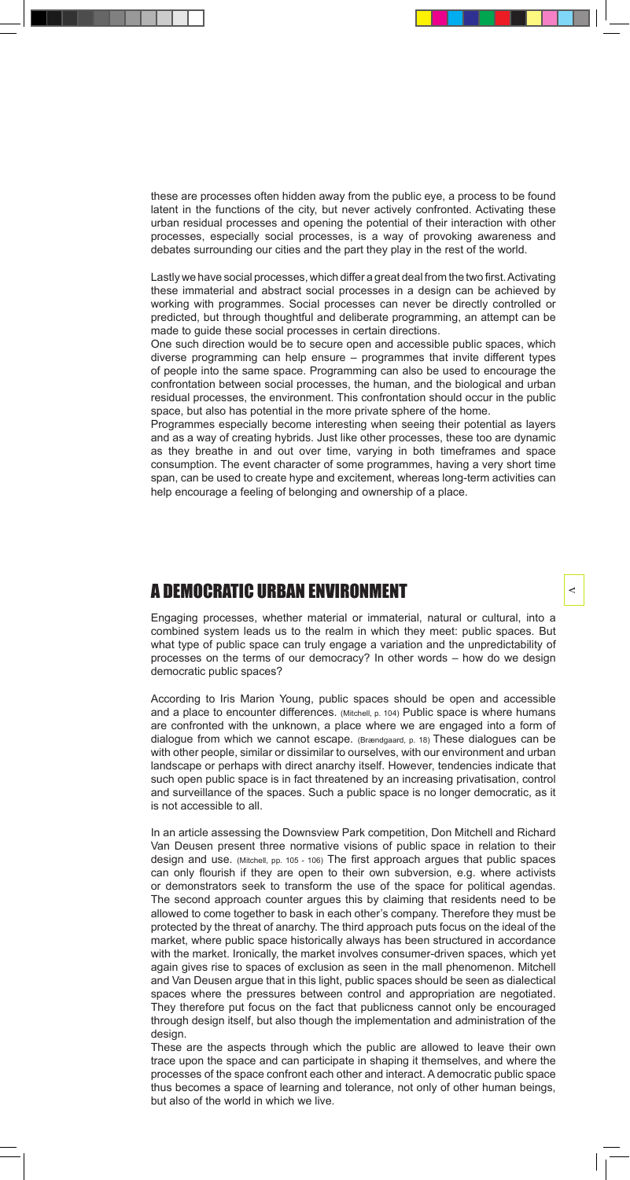these are processes often hidden away from the public eye, a process to be found latent in the functions of the city, but never actively confronted. Activating these urban residual processes and opening the potential of their interaction with other processes, especially social processes, is a way of provoking awareness and debates surrounding our cities and the part they play in the rest of the world.

Lastly we have social processes, which differ a great deal from the two first. Activating these immaterial and abstract social processes in a design can be achieved by working with programmes. Social processes can never be directly controlled or predicted, but through thoughtful and deliberate programming, an attempt can be made to guide these social processes in certain directions.

One such direction would be to secure open and accessible public spaces, which diverse programming can help ensure – programmes that invite different types of people into the same space. Programming can also be used to encourage the confrontation between social processes, the human, and the biological and urban residual processes, the environment. This confrontation should occur in the public space, but also has potential in the more private sphere of the home.

Programmes especially become interesting when seeing their potential as layers and as a way of creating hybrids. Just like other processes, these too are dynamic as they breathe in and out over time, varying in both timeframes and space consumption. The event character of some programmes, having a very short time span, can be used to create hype and excitement, whereas long-term activities can help encourage a feeling of belonging and ownership of a place.

## A DEMOCRATIC URBAN ENVIRONMENT

Engaging processes, whether material or immaterial, natural or cultural, into a combined system leads us to the realm in which they meet: public spaces. But what type of public space can truly engage a variation and the unpredictability of processes on the terms of our democracy? In other words – how do we design democratic public spaces?

According to Iris Marion Young, public spaces should be open and accessible and a place to encounter differences. (Mitchell, p. 104) Public space is where humans are confronted with the unknown, a place where we are engaged into a form of dialogue from which we cannot escape. (Brændgaard, p. 18) These dialogues can be with other people, similar or dissimilar to ourselves, with our environment and urban landscape or perhaps with direct anarchy itself. However, tendencies indicate that such open public space is in fact threatened by an increasing privatisation, control and surveillance of the spaces. Such a public space is no longer democratic, as it is not accessible to all.

In an article assessing the Downsview Park competition, Don Mitchell and Richard Van Deusen present three normative visions of public space in relation to their design and use. (Mitchell, pp. 105 - 106) The first approach argues that public spaces can only flourish if they are open to their own subversion, e.g. where activists or demonstrators seek to transform the use of the space for political agendas. The second approach counter argues this by claiming that residents need to be allowed to come together to bask in each other's company. Therefore they must be protected by the threat of anarchy. The third approach puts focus on the ideal of the market, where public space historically always has been structured in accordance with the market. Ironically, the market involves consumer-driven spaces, which yet again gives rise to spaces of exclusion as seen in the mall phenomenon. Mitchell and Van Deusen argue that in this light, public spaces should be seen as dialectical spaces where the pressures between control and appropriation are negotiated. They therefore put focus on the fact that publicness cannot only be encouraged through design itself, but also though the implementation and administration of the design.

These are the aspects through which the public are allowed to leave their own trace upon the space and can participate in shaping it themselves, and where the processes of the space confront each other and interact. A democratic public space thus becomes a space of learning and tolerance, not only of other human beings, but also of the world in which we live.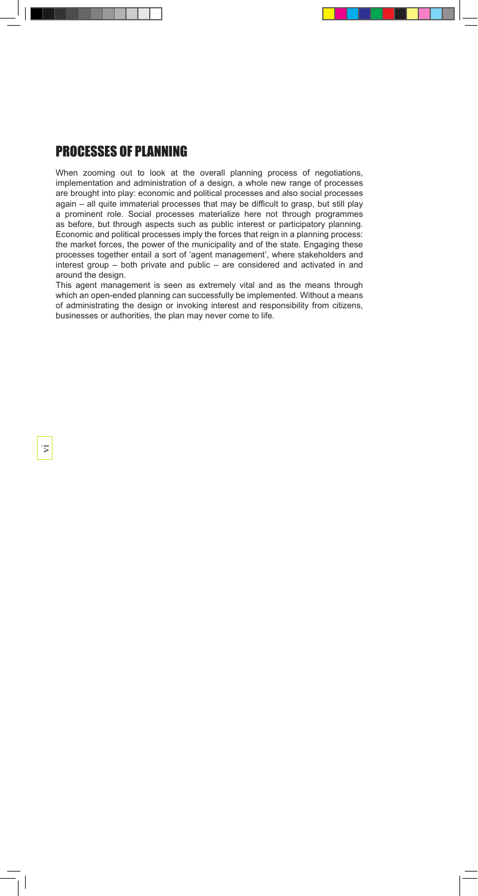## PROCESSES OF PLANNING

When zooming out to look at the overall planning process of negotiations, implementation and administration of a design, a whole new range of processes are brought into play: economic and political processes and also social processes again – all quite immaterial processes that may be difficult to grasp, but still play a prominent role. Social processes materialize here not through programmes as before, but through aspects such as public interest or participatory planning. Economic and political processes imply the forces that reign in a planning process: the market forces, the power of the municipality and of the state. Engaging these processes together entail a sort of 'agent management', where stakeholders and interest group – both private and public – are considered and activated in and around the design.

This agent management is seen as extremely vital and as the means through which an open-ended planning can successfully be implemented. Without a means of administrating the design or invoking interest and responsibility from citizens, businesses or authorities, the plan may never come to life.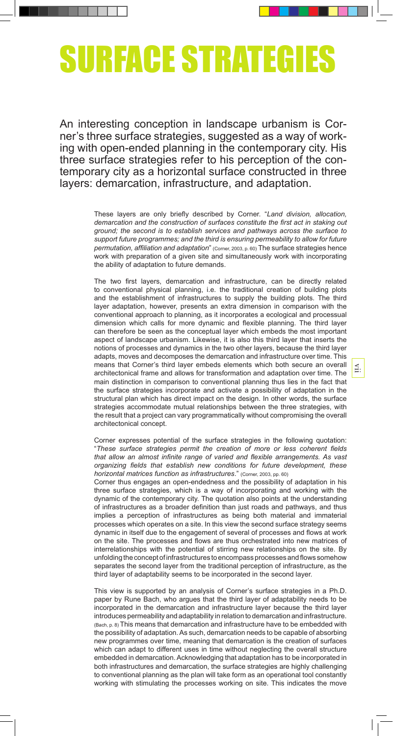# SURFACE STRATEGIES

An interesting conception in landscape urbanism is Corner's three surface strategies, suggested as a way of working with open-ended planning in the contemporary city. His three surface strategies refer to his perception of the contemporary city as a horizontal surface constructed in three layers: demarcation, infrastructure, and adaptation.

These layers are only briefly described by Corner. "*Land division, allocation, demarcation and the construction of surfaces constitute the first act in staking out ground; the second is to establish services and pathways across the surface to support future programmes; and the third is ensuring permeability to allow for future permutation, affiliation and adaptation*" (Corner, 2003, p. 60) The surface strategies hence work with preparation of a given site and simultaneously work with incorporating the ability of adaptation to future demands.

The two first layers, demarcation and infrastructure, can be directly related to conventional physical planning, i.e. the traditional creation of building plots and the establishment of infrastructures to supply the building plots. The third layer adaptation, however, presents an extra dimension in comparison with the conventional approach to planning, as it incorporates a ecological and processual dimension which calls for more dynamic and flexible planning. The third layer can therefore be seen as the conceptual layer which embeds the most important aspect of landscape urbanism. Likewise, it is also this third layer that inserts the notions of processes and dynamics in the two other layers, because the third layer adapts, moves and decomposes the demarcation and infrastructure over time. This means that Corner's third layer embeds elements which both secure an overall architectonical frame and allows for transformation and adaptation over time. The main distinction in comparison to conventional planning thus lies in the fact that the surface strategies incorporate and activate a possibility of adaptation in the structural plan which has direct impact on the design. In other words, the surface strategies accommodate mutual relationships between the three strategies, with the result that a project can vary programmatically without compromising the overall architectonical concept.

Corner expresses potential of the surface strategies in the following quotation: "*These surface strategies permit the creation of more or less coherent fields that allow an almost infinite range of varied and flexible arrangements. As vast organizing fields that establish new conditions for future development, these horizontal matrices function as infrastructures*." (Corner, 2003, pp. 60)

Corner thus engages an open-endedness and the possibility of adaptation in his three surface strategies, which is a way of incorporating and working with the dynamic of the contemporary city. The quotation also points at the understanding of infrastructures as a broader definition than just roads and pathways, and thus implies a perception of infrastructures as being both material and immaterial processes which operates on a site. In this view the second surface strategy seems dynamic in itself due to the engagement of several of processes and flows at work on the site. The processes and flows are thus orchestrated into new matrices of interrelationships with the potential of stirring new relationships on the site. By unfolding the concept of infrastructures to encompass processes and flows somehow separates the second layer from the traditional perception of infrastructure, as the third layer of adaptability seems to be incorporated in the second layer.

This view is supported by an analysis of Corner's surface strategies in a Ph.D. paper by Rune Bach, who argues that the third layer of adaptability needs to be incorporated in the demarcation and infrastructure layer because the third layer introduces permeability and adaptability in relation to demarcation and infrastructure. (Bach, p. 8) This means that demarcation and infrastructure have to be embedded with the possibility of adaptation. As such, demarcation needs to be capable of absorbing new programmes over time, meaning that demarcation is the creation of surfaces which can adapt to different uses in time without neglecting the overall structure embedded in demarcation. Acknowledging that adaptation has to be incorporated in both infrastructures and demarcation, the surface strategies are highly challenging to conventional planning as the plan will take form as an operational tool constantly working with stimulating the processes working on site. This indicates the move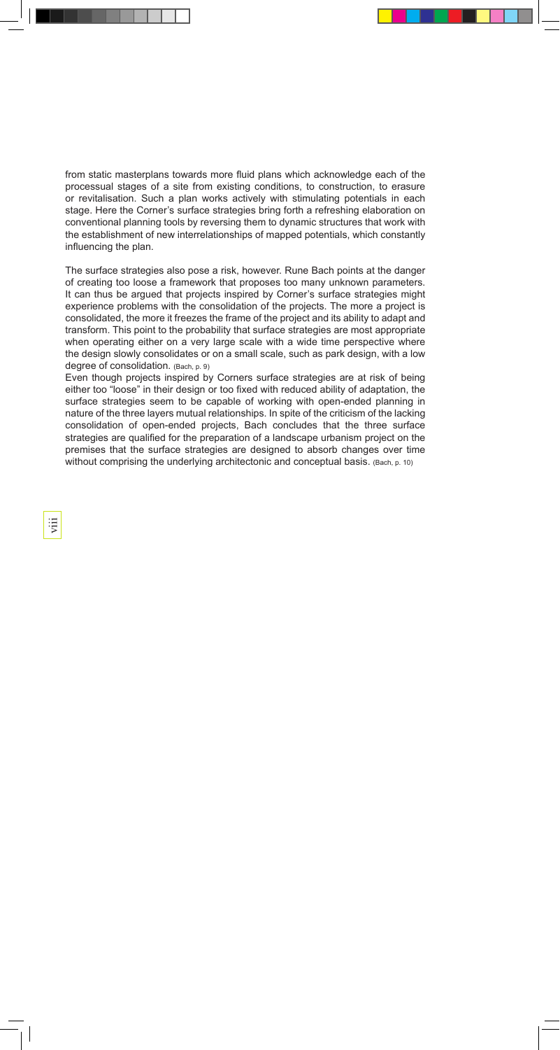from static masterplans towards more fluid plans which acknowledge each of the processual stages of a site from existing conditions, to construction, to erasure or revitalisation. Such a plan works actively with stimulating potentials in each stage. Here the Corner's surface strategies bring forth a refreshing elaboration on conventional planning tools by reversing them to dynamic structures that work with the establishment of new interrelationships of mapped potentials, which constantly influencing the plan.

The surface strategies also pose a risk, however. Rune Bach points at the danger of creating too loose a framework that proposes too many unknown parameters. It can thus be argued that projects inspired by Corner's surface strategies might experience problems with the consolidation of the projects. The more a project is consolidated, the more it freezes the frame of the project and its ability to adapt and transform. This point to the probability that surface strategies are most appropriate when operating either on a very large scale with a wide time perspective where the design slowly consolidates or on a small scale, such as park design, with a low degree of consolidation. (Bach, p. 9)

Even though projects inspired by Corners surface strategies are at risk of being either too "loose" in their design or too fixed with reduced ability of adaptation, the surface strategies seem to be capable of working with open-ended planning in nature of the three layers mutual relationships. In spite of the criticism of the lacking consolidation of open-ended projects, Bach concludes that the three surface strategies are qualified for the preparation of a landscape urbanism project on the premises that the surface strategies are designed to absorb changes over time without comprising the underlying architectonic and conceptual basis. (Bach, p. 10)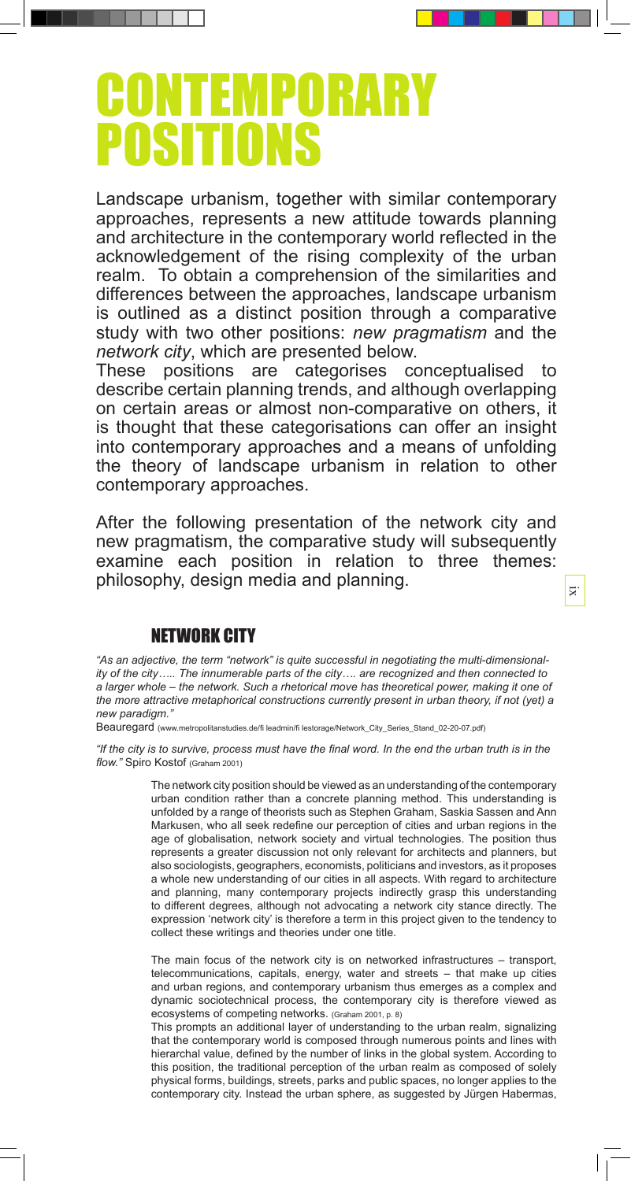# CONTEMPORARY POSITIONS

Landscape urbanism, together with similar contemporary approaches, represents a new attitude towards planning and architecture in the contemporary world reflected in the acknowledgement of the rising complexity of the urban realm. To obtain a comprehension of the similarities and differences between the approaches, landscape urbanism is outlined as a distinct position through a comparative study with two other positions: *new pragmatism* and the *network city*, which are presented below.

These positions are categorises conceptualised to describe certain planning trends, and although overlapping on certain areas or almost non-comparative on others, it is thought that these categorisations can offer an insight into contemporary approaches and a means of unfolding the theory of landscape urbanism in relation to other contemporary approaches.

After the following presentation of the network city and new pragmatism, the comparative study will subsequently examine each position in relation to three themes: philosophy, design media and planning.

## NETWORK CITY

*"As an adjective, the term "network" is quite successful in negotiating the multi-dimensionality of the city….. The innumerable parts of the city…. are recognized and then connected to a larger whole – the network. Such a rhetorical move has theoretical power, making it one of the more attractive metaphorical constructions currently present in urban theory, if not (yet) a new paradigm."*

Beauregard (www.metropolitanstudies.de/fi leadmin/fi lestorage/Network_City_Series_Stand_02-20-07.pdf)

*"If the city is to survive, process must have the final word. In the end the urban truth is in the flow."* Spiro Kostof (Graham 2001)

The network city position should be viewed as an understanding of the contemporary urban condition rather than a concrete planning method. This understanding is unfolded by a range of theorists such as Stephen Graham, Saskia Sassen and Ann Markusen, who all seek redefine our perception of cities and urban regions in the age of globalisation, network society and virtual technologies. The position thus represents a greater discussion not only relevant for architects and planners, but also sociologists, geographers, economists, politicians and investors, as it proposes a whole new understanding of our cities in all aspects. With regard to architecture and planning, many contemporary projects indirectly grasp this understanding to different degrees, although not advocating a network city stance directly. The expression 'network city' is therefore a term in this project given to the tendency to collect these writings and theories under one title.

The main focus of the network city is on networked infrastructures – transport, telecommunications, capitals, energy, water and streets – that make up cities and urban regions, and contemporary urbanism thus emerges as a complex and dynamic sociotechnical process, the contemporary city is therefore viewed as ecosystems of competing networks. (Graham 2001, p. 8)

This prompts an additional layer of understanding to the urban realm, signalizing that the contemporary world is composed through numerous points and lines with hierarchal value, defined by the number of links in the global system. According to this position, the traditional perception of the urban realm as composed of solely physical forms, buildings, streets, parks and public spaces, no longer applies to the contemporary city. Instead the urban sphere, as suggested by Jürgen Habermas,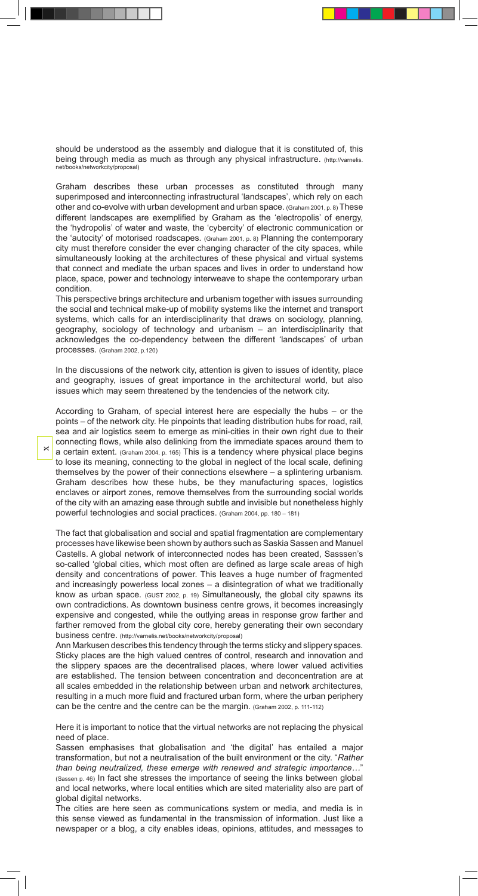should be understood as the assembly and dialogue that it is constituted of, this being through media as much as through any physical infrastructure. (http://varnelis.net/books/networkcity/proposal)

Graham describes these urban processes as constituted through many superimposed and interconnecting infrastructural 'landscapes', which rely on each other and co-evolve with urban development and urban space. (Graham 2001, p. 8) These different landscapes are exemplified by Graham as the 'electropolis' of energy, the 'hydropolis' of water and waste, the 'cybercity' of electronic communication or the 'autocity' of motorised roadscapes. (Graham 2001, p. 8) Planning the contemporary city must therefore consider the ever changing character of the city spaces, while simultaneously looking at the architectures of these physical and virtual systems that connect and mediate the urban spaces and lives in order to understand how place, space, power and technology interweave to shape the contemporary urban condition.

This perspective brings architecture and urbanism together with issues surrounding the social and technical make-up of mobility systems like the internet and transport systems, which calls for an interdisciplinarity that draws on sociology, planning, geography, sociology of technology and urbanism – an interdisciplinarity that acknowledges the co-dependency between the different 'landscapes' of urban processes. (Graham 2002, p.120)

In the discussions of the network city, attention is given to issues of identity, place and geography, issues of great importance in the architectural world, but also issues which may seem threatened by the tendencies of the network city.

According to Graham, of special interest here are especially the hubs – or the points – of the network city. He pinpoints that leading distribution hubs for road, rail, sea and air logistics seem to emerge as mini-cities in their own right due to their connecting flows, while also delinking from the immediate spaces around them to a certain extent. (Graham 2004, p. 165) This is a tendency where physical place begins to lose its meaning, connecting to the global in neglect of the local scale, defining themselves by the power of their connections elsewhere – a splintering urbanism. Graham describes how these hubs, be they manufacturing spaces, logistics enclaves or airport zones, remove themselves from the surrounding social worlds of the city with an amazing ease through subtle and invisible but nonetheless highly powerful technologies and social practices. (Graham 2004, pp. 180 – 181)

The fact that globalisation and social and spatial fragmentation are complementary processes have likewise been shown by authors such as Saskia Sassen and Manuel Castells. A global network of interconnected nodes has been created, Sasssen's so-called 'global cities, which most often are defined as large scale areas of high density and concentrations of power. This leaves a huge number of fragmented and increasingly powerless local zones – a disintegration of what we traditionally know as urban space. (GUST 2002, p. 19) Simultaneously, the global city spawns its own contradictions. As downtown business centre grows, it becomes increasingly expensive and congested, while the outlying areas in response grow farther and farther removed from the global city core, hereby generating their own secondary business centre. (http://varnelis.net/books/networkcity/proposal)

Ann Markusen describes this tendency through the terms sticky and slippery spaces. Sticky places are the high valued centres of control, research and innovation and the slippery spaces are the decentralised places, where lower valued activities are established. The tension between concentration and deconcentration are at all scales embedded in the relationship between urban and network architectures, resulting in a much more fluid and fractured urban form, where the urban periphery can be the centre and the centre can be the margin. (Graham 2002, p. 111-112)

Here it is important to notice that the virtual networks are not replacing the physical need of place.

Sassen emphasises that globalisation and 'the digital' has entailed a major transformation, but not a neutralisation of the built environment or the city. "*Rather than being neutralized, these emerge with renewed and strategic importance…*" (Sassen p. 46) In fact she stresses the importance of seeing the links between global and local networks, where local entities which are sited materiality also are part of global digital networks.

The cities are here seen as communications system or media, and media is in this sense viewed as fundamental in the transmission of information. Just like a newspaper or a blog, a city enables ideas, opinions, attitudes, and messages to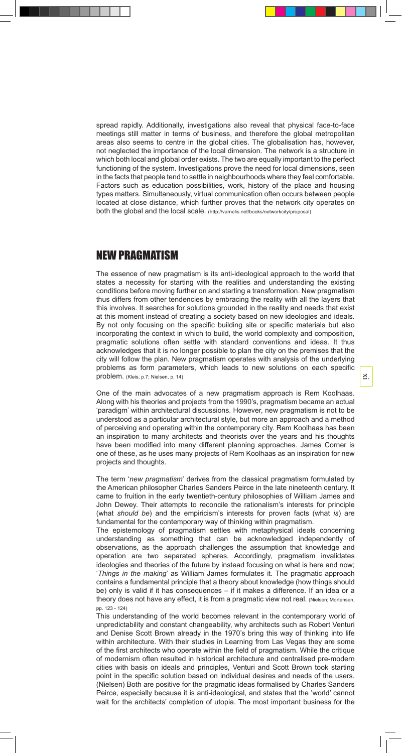spread rapidly. Additionally, investigations also reveal that physical face-to-face meetings still matter in terms of business, and therefore the global metropolitan areas also seems to centre in the global cities. The globalisation has, however, not neglected the importance of the local dimension. The network is a structure in which both local and global order exists. The two are equally important to the perfect functioning of the system. Investigations prove the need for local dimensions, seen in the facts that people tend to settle in neighbourhoods where they feel comfortable. Factors such as education possibilities, work, history of the place and housing types matters. Simultaneously, virtual communication often occurs between people located at close distance, which further proves that the network city operates on both the global and the local scale. (http://varnelis.net/books/networkcity/proposal)

## NEW PRAGMATISM

The essence of new pragmatism is its anti-ideological approach to the world that states a necessity for starting with the realities and understanding the existing conditions before moving further on and starting a transformation. New pragmatism thus differs from other tendencies by embracing the reality with all the layers that this involves. It searches for solutions grounded in the reality and needs that exist at this moment instead of creating a society based on new ideologies and ideals. By not only focusing on the specific building site or specific materials but also incorporating the context in which to build, the world complexity and composition, pragmatic solutions often settle with standard conventions and ideas. It thus acknowledges that it is no longer possible to plan the city on the premises that the city will follow the plan. New pragmatism operates with analysis of the underlying problems as form parameters, which leads to new solutions on each specific problem. (Kleis, p.7; Nielsen, p. 14)

One of the main advocates of a new pragmatism approach is Rem Koolhaas. Along with his theories and projects from the 1990's, pragmatism became an actual 'paradigm' within architectural discussions. However, new pragmatism is not to be understood as a particular architectural style, but more an approach and a method of perceiving and operating within the contemporary city. Rem Koolhaas has been an inspiration to many architects and theorists over the years and his thoughts have been modified into many different planning approaches. James Corner is one of these, as he uses many projects of Rem Koolhaas as an inspiration for new projects and thoughts.

The term '*new pragmatism*' derives from the classical pragmatism formulated by the American philosopher Charles Sanders Peirce in the late nineteenth century. It came to fruition in the early twentieth-century philosophies of William James and John Dewey. Their attempts to reconcile the rationalism's interests for principle (what *should be*) and the empiricism's interests for proven facts (what *is*) are fundamental for the contemporary way of thinking within pragmatism.

The epistemology of pragmatism settles with metaphysical ideals concerning understanding as something that can be acknowledged independently of observations, as the approach challenges the assumption that knowledge and operation are two separated spheres. Accordingly, pragmatism invalidates ideologies and theories of the future by instead focusing on what is here and now; '*Things in the making*' as William James formulates it. The pragmatic approach contains a fundamental principle that a theory about knowledge (how things should be) only is valid if it has consequences – if it makes a difference. If an idea or a theory does not have any effect, it is from a pragmatic view not real. (Nielsen; Mortensen, pp. 123 - 124)

This understanding of the world becomes relevant in the contemporary world of unpredictability and constant changeability, why architects such as Robert Venturi and Denise Scott Brown already in the 1970's bring this way of thinking into life within architecture. With their studies in Learning from Las Vegas they are some of the first architects who operate within the field of pragmatism. While the critique of modernism often resulted in historical architecture and centralised pre-modern cities with basis on ideals and principles, Venturi and Scott Brown took starting point in the specific solution based on individual desires and needs of the users. (Nielsen) Both are positive for the pragmatic ideas formalised by Charles Sanders Peirce, especially because it is anti-ideological, and states that the 'world' cannot wait for the architects' completion of utopia. The most important business for the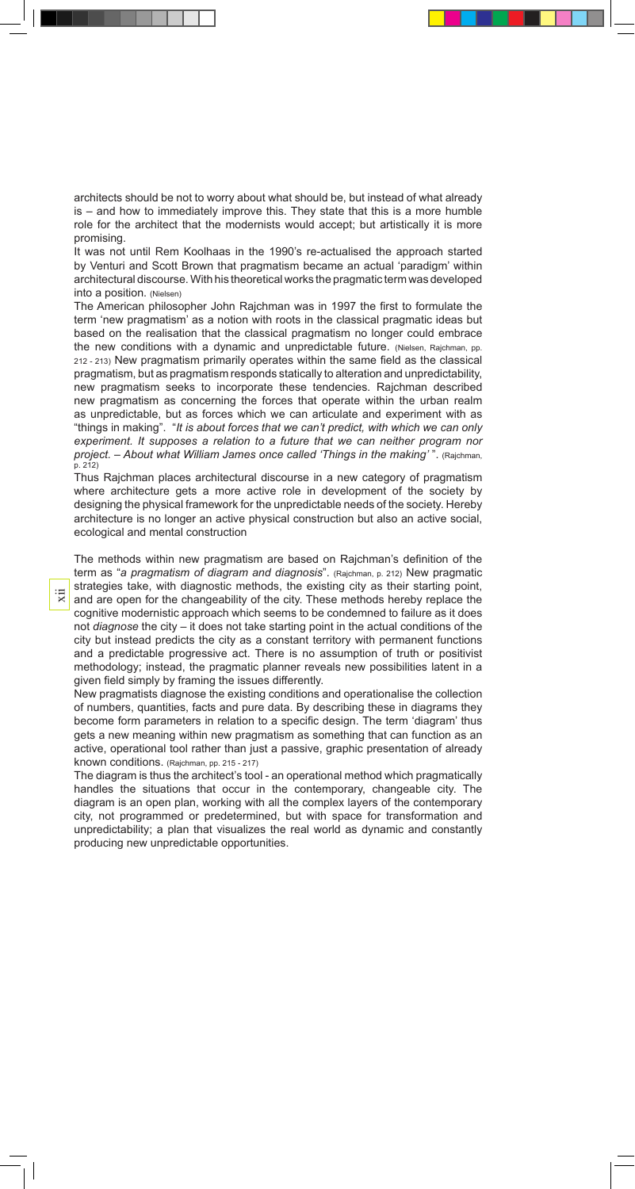architects should be not to worry about what should be, but instead of what already is – and how to immediately improve this. They state that this is a more humble role for the architect that the modernists would accept; but artistically it is more promising.

It was not until Rem Koolhaas in the 1990's re-actualised the approach started by Venturi and Scott Brown that pragmatism became an actual 'paradigm' within architectural discourse. With his theoretical works the pragmatic term was developed into a position. (Nielsen)

The American philosopher John Rajchman was in 1997 the first to formulate the term 'new pragmatism' as a notion with roots in the classical pragmatic ideas but based on the realisation that the classical pragmatism no longer could embrace the new conditions with a dynamic and unpredictable future. (Nielsen, Rajchman, pp. 212 - 213) New pragmatism primarily operates within the same field as the classical pragmatism, but as pragmatism responds statically to alteration and unpredictability, new pragmatism seeks to incorporate these tendencies. Rajchman described new pragmatism as concerning the forces that operate within the urban realm as unpredictable, but as forces which we can articulate and experiment with as "things in making". "*It is about forces that we can't predict, with which we can only experiment. It supposes a relation to a future that we can neither program nor project. – About what William James once called 'Things in the making'* ". (Rajchman, p. 212)

Thus Rajchman places architectural discourse in a new category of pragmatism where architecture gets a more active role in development of the society by designing the physical framework for the unpredictable needs of the society. Hereby architecture is no longer an active physical construction but also an active social, ecological and mental construction

The methods within new pragmatism are based on Rajchman's definition of the term as "*a pragmatism of diagram and diagnosis*". (Rajchman, p. 212) New pragmatic strategies take, with diagnostic methods, the existing city as their starting point, and are open for the changeability of the city. These methods hereby replace the cognitive modernistic approach which seems to be condemned to failure as it does not *diagnose* the city – it does not take starting point in the actual conditions of the city but instead predicts the city as a constant territory with permanent functions and a predictable progressive act. There is no assumption of truth or positivist methodology; instead, the pragmatic planner reveals new possibilities latent in a given field simply by framing the issues differently.

New pragmatists diagnose the existing conditions and operationalise the collection of numbers, quantities, facts and pure data. By describing these in diagrams they become form parameters in relation to a specific design. The term 'diagram' thus gets a new meaning within new pragmatism as something that can function as an active, operational tool rather than just a passive, graphic presentation of already known conditions. (Rajchman, pp. 215 - 217)

The diagram is thus the architect's tool - an operational method which pragmatically handles the situations that occur in the contemporary, changeable city. The diagram is an open plan, working with all the complex layers of the contemporary city, not programmed or predetermined, but with space for transformation and unpredictability; a plan that visualizes the real world as dynamic and constantly producing new unpredictable opportunities.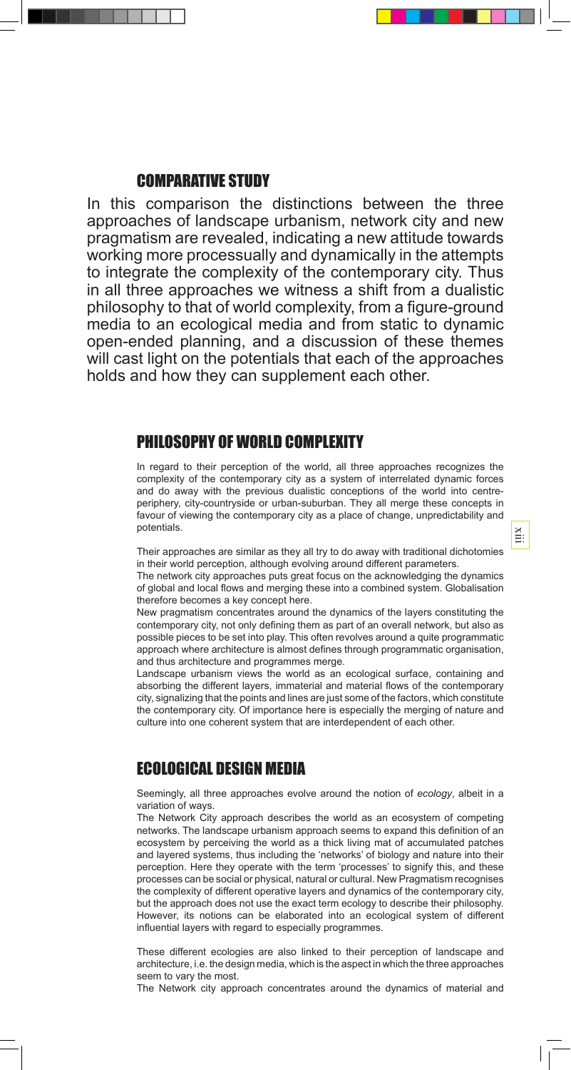## COMPARATIVE STUDY

In this comparison the distinctions between the three approaches of landscape urbanism, network city and new pragmatism are revealed, indicating a new attitude towards working more processually and dynamically in the attempts to integrate the complexity of the contemporary city. Thus in all three approaches we witness a shift from a dualistic philosophy to that of world complexity, from a figure-ground media to an ecological media and from static to dynamic open-ended planning, and a discussion of these themes will cast light on the potentials that each of the approaches holds and how they can supplement each other.

## PHILOSOPHY OF WORLD COMPLEXITY

In regard to their perception of the world, all three approaches recognizes the complexity of the contemporary city as a system of interrelated dynamic forces and do away with the previous dualistic conceptions of the world into centre-periphery, city-countryside or urban-suburban. They all merge these concepts in favour of viewing the contemporary city as a place of change, unpredictability and potentials.

Their approaches are similar as they all try to do away with traditional dichotomies in their world perception, although evolving around different parameters.

The network city approaches puts great focus on the acknowledging the dynamics of global and local flows and merging these into a combined system. Globalisation therefore becomes a key concept here.

New pragmatism concentrates around the dynamics of the layers constituting the contemporary city, not only defining them as part of an overall network, but also as possible pieces to be set into play. This often revolves around a quite programmatic approach where architecture is almost defines through programmatic organisation, and thus architecture and programmes merge.

Landscape urbanism views the world as an ecological surface, containing and absorbing the different layers, immaterial and material flows of the contemporary city, signalizing that the points and lines are just some of the factors, which constitute the contemporary city. Of importance here is especially the merging of nature and culture into one coherent system that are interdependent of each other.

## ECOLOGICAL DESIGN MEDIA

Seemingly, all three approaches evolve around the notion of *ecology*, albeit in a variation of ways.

The Network City approach describes the world as an ecosystem of competing networks. The landscape urbanism approach seems to expand this definition of an ecosystem by perceiving the world as a thick living mat of accumulated patches and layered systems, thus including the 'networks' of biology and nature into their perception. Here they operate with the term 'processes' to signify this, and these processes can be social or physical, natural or cultural. New Pragmatism recognises the complexity of different operative layers and dynamics of the contemporary city, but the approach does not use the exact term ecology to describe their philosophy. However, its notions can be elaborated into an ecological system of different influential layers with regard to especially programmes.

These different ecologies are also linked to their perception of landscape and architecture, i.e. the design media, which is the aspect in which the three approaches seem to vary the most.

The Network city approach concentrates around the dynamics of material and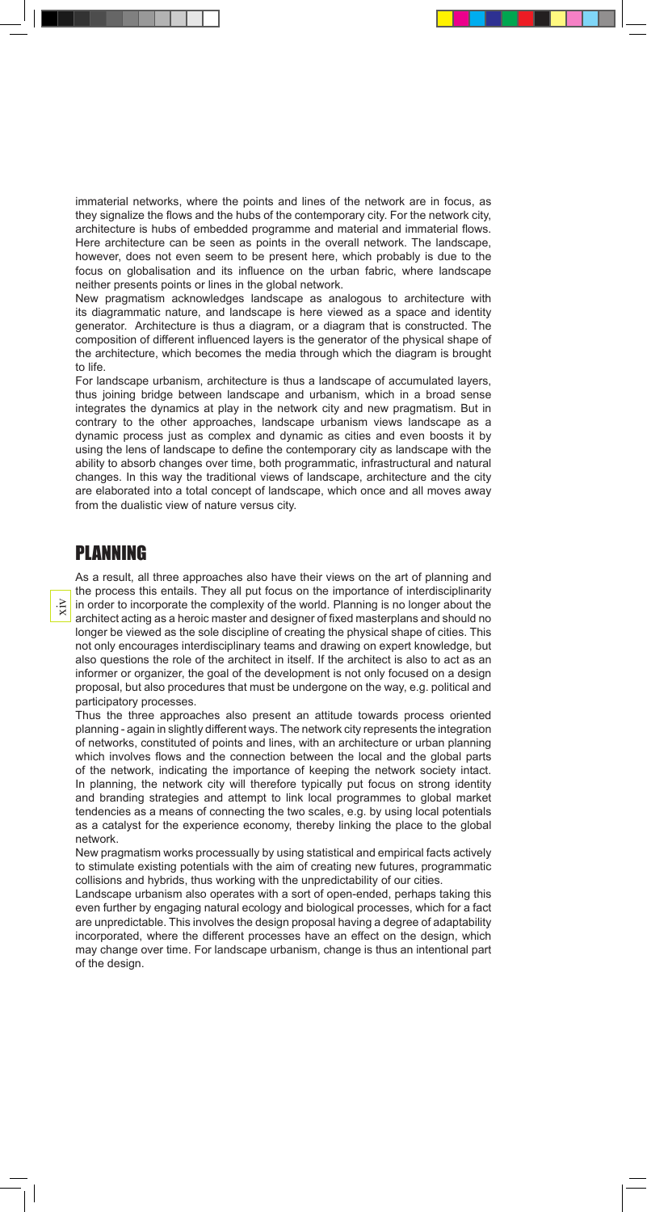immaterial networks, where the points and lines of the network are in focus, as they signalize the flows and the hubs of the contemporary city. For the network city, architecture is hubs of embedded programme and material and immaterial flows. Here architecture can be seen as points in the overall network. The landscape, however, does not even seem to be present here, which probably is due to the focus on globalisation and its influence on the urban fabric, where landscape neither presents points or lines in the global network.

New pragmatism acknowledges landscape as analogous to architecture with its diagrammatic nature, and landscape is here viewed as a space and identity generator. Architecture is thus a diagram, or a diagram that is constructed. The composition of different influenced layers is the generator of the physical shape of the architecture, which becomes the media through which the diagram is brought to life.

For landscape urbanism, architecture is thus a landscape of accumulated layers, thus joining bridge between landscape and urbanism, which in a broad sense integrates the dynamics at play in the network city and new pragmatism. But in contrary to the other approaches, landscape urbanism views landscape as a dynamic process just as complex and dynamic as cities and even boosts it by using the lens of landscape to define the contemporary city as landscape with the ability to absorb changes over time, both programmatic, infrastructural and natural changes. In this way the traditional views of landscape, architecture and the city are elaborated into a total concept of landscape, which once and all moves away from the dualistic view of nature versus city.

## PLANNING

As a result, all three approaches also have their views on the art of planning and the process this entails. They all put focus on the importance of interdisciplinarity in order to incorporate the complexity of the world. Planning is no longer about the architect acting as a heroic master and designer of fixed masterplans and should no longer be viewed as the sole discipline of creating the physical shape of cities. This not only encourages interdisciplinary teams and drawing on expert knowledge, but also questions the role of the architect in itself. If the architect is also to act as an informer or organizer, the goal of the development is not only focused on a design proposal, but also procedures that must be undergone on the way, e.g. political and participatory processes.

Thus the three approaches also present an attitude towards process oriented planning - again in slightly different ways. The network city represents the integration of networks, constituted of points and lines, with an architecture or urban planning which involves flows and the connection between the local and the global parts of the network, indicating the importance of keeping the network society intact. In planning, the network city will therefore typically put focus on strong identity and branding strategies and attempt to link local programmes to global market tendencies as a means of connecting the two scales, e.g. by using local potentials as a catalyst for the experience economy, thereby linking the place to the global network.

New pragmatism works processually by using statistical and empirical facts actively to stimulate existing potentials with the aim of creating new futures, programmatic collisions and hybrids, thus working with the unpredictability of our cities.

Landscape urbanism also operates with a sort of open-ended, perhaps taking this even further by engaging natural ecology and biological processes, which for a fact are unpredictable. This involves the design proposal having a degree of adaptability incorporated, where the different processes have an effect on the design, which may change over time. For landscape urbanism, change is thus an intentional part of the design.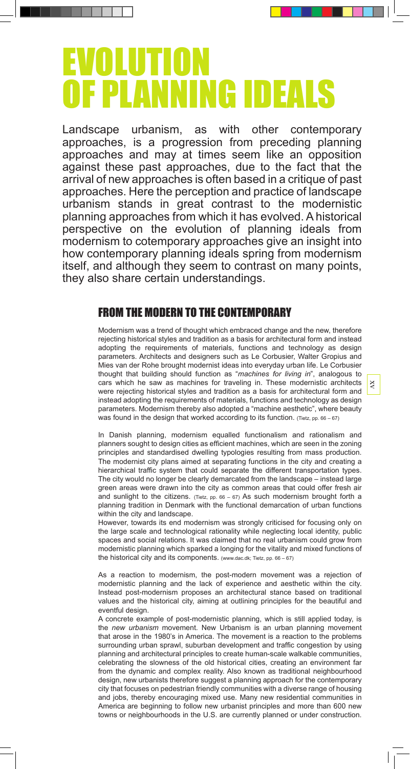# EVOLUTION OF PLANNING IDEALS

Landscape urbanism, as with other contemporary approaches, is a progression from preceding planning approaches and may at times seem like an opposition against these past approaches, due to the fact that the arrival of new approaches is often based in a critique of past approaches. Here the perception and practice of landscape urbanism stands in great contrast to the modernistic planning approaches from which it has evolved. A historical perspective on the evolution of planning ideals from modernism to cotemporary approaches give an insight into how contemporary planning ideals spring from modernism itself, and although they seem to contrast on many points, they also share certain understandings.

## FROM THE MODERN TO THE CONTEMPORARY

Modernism was a trend of thought which embraced change and the new, therefore rejecting historical styles and tradition as a basis for architectural form and instead adopting the requirements of materials, functions and technology as design parameters. Architects and designers such as Le Corbusier, Walter Gropius and Mies van der Rohe brought modernist ideas into everyday urban life. Le Corbusier thought that building should function as "*machines for living in*", analogous to cars which he saw as machines for traveling in. These modernistic architects were rejecting historical styles and tradition as a basis for architectural form and instead adopting the requirements of materials, functions and technology as design parameters. Modernism thereby also adopted a "machine aesthetic", where beauty was found in the design that worked according to its function. (Tietz, pp. 66 – 67)

In Danish planning, modernism equalled functionalism and rationalism and planners sought to design cities as efficient machines, which are seen in the zoning principles and standardised dwelling typologies resulting from mass production. The modernist city plans aimed at separating functions in the city and creating a hierarchical traffic system that could separate the different transportation types. The city would no longer be clearly demarcated from the landscape – instead large green areas were drawn into the city as common areas that could offer fresh air and sunlight to the citizens. (Tietz, pp. 66 – 67) As such modernism brought forth a planning tradition in Denmark with the functional demarcation of urban functions within the city and landscape.

However, towards its end modernism was strongly criticised for focusing only on the large scale and technological rationality while neglecting local identity, public spaces and social relations. It was claimed that no real urbanism could grow from modernistic planning which sparked a longing for the vitality and mixed functions of the historical city and its components. (www.dac.dk; Tietz, pp. 66 – 67)

As a reaction to modernism, the post-modern movement was a rejection of modernistic planning and the lack of experience and aesthetic within the city. Instead post-modernism proposes an architectural stance based on traditional values and the historical city, aiming at outlining principles for the beautiful and eventful design.

A concrete example of post-modernistic planning, which is still applied today, is the *new urbanism* movement. New Urbanism is an urban planning movement that arose in the 1980's in America. The movement is a reaction to the problems surrounding urban sprawl, suburban development and traffic congestion by using planning and architectural principles to create human-scale walkable communities, celebrating the slowness of the old historical cities, creating an environment far from the dynamic and complex reality. Also known as traditional neighbourhood design, new urbanists therefore suggest a planning approach for the contemporary city that focuses on pedestrian friendly communities with a diverse range of housing and jobs, thereby encouraging mixed use. Many new residential communities in America are beginning to follow new urbanist principles and more than 600 new towns or neighbourhoods in the U.S. are currently planned or under construction.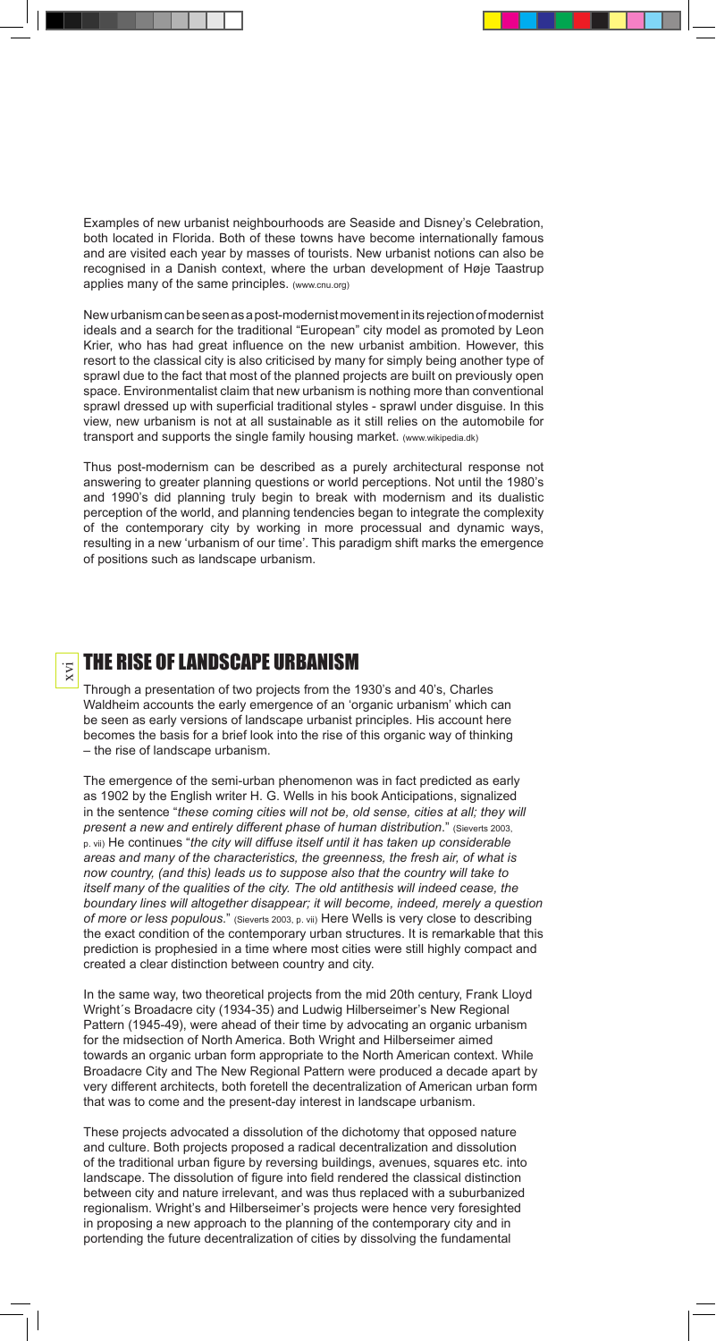Examples of new urbanist neighbourhoods are Seaside and Disney's Celebration, both located in Florida. Both of these towns have become internationally famous and are visited each year by masses of tourists. New urbanist notions can also be recognised in a Danish context, where the urban development of Høje Taastrup applies many of the same principles. (www.cnu.org)

New urbanism can be seen as a post-modernist movement in its rejection of modernist ideals and a search for the traditional "European" city model as promoted by Leon Krier, who has had great influence on the new urbanist ambition. However, this resort to the classical city is also criticised by many for simply being another type of sprawl due to the fact that most of the planned projects are built on previously open space. Environmentalist claim that new urbanism is nothing more than conventional sprawl dressed up with superficial traditional styles - sprawl under disguise. In this view, new urbanism is not at all sustainable as it still relies on the automobile for transport and supports the single family housing market. (www.wikipedia.dk)

Thus post-modernism can be described as a purely architectural response not answering to greater planning questions or world perceptions. Not until the 1980's and 1990's did planning truly begin to break with modernism and its dualistic perception of the world, and planning tendencies began to integrate the complexity of the contemporary city by working in more processual and dynamic ways, resulting in a new 'urbanism of our time'. This paradigm shift marks the emergence of positions such as landscape urbanism.

## THE RISE OF LANDSCAPE URBANISM

Through a presentation of two projects from the 1930's and 40's, Charles Waldheim accounts the early emergence of an 'organic urbanism' which can be seen as early versions of landscape urbanist principles. His account here becomes the basis for a brief look into the rise of this organic way of thinking – the rise of landscape urbanism.

The emergence of the semi-urban phenomenon was in fact predicted as early as 1902 by the English writer H. G. Wells in his book Anticipations, signalized in the sentence "*these coming cities will not be, old sense, cities at all; they will present a new and entirely different phase of human distribution*." (Sieverts 2003, p. vii) He continues "*the city will diffuse itself until it has taken up considerable areas and many of the characteristics, the greenness, the fresh air, of what is now country, (and this) leads us to suppose also that the country will take to itself many of the qualities of the city. The old antithesis will indeed cease, the boundary lines will altogether disappear; it will become, indeed, merely a question of more or less populous.*" (Sieverts 2003, p. vii) Here Wells is very close to describing the exact condition of the contemporary urban structures. It is remarkable that this prediction is prophesied in a time where most cities were still highly compact and created a clear distinction between country and city.

In the same way, two theoretical projects from the mid 20th century, Frank Lloyd Wright´s Broadacre city (1934-35) and Ludwig Hilberseimer's New Regional Pattern (1945-49), were ahead of their time by advocating an organic urbanism for the midsection of North America. Both Wright and Hilberseimer aimed towards an organic urban form appropriate to the North American context. While Broadacre City and The New Regional Pattern were produced a decade apart by very different architects, both foretell the decentralization of American urban form that was to come and the present-day interest in landscape urbanism.

These projects advocated a dissolution of the dichotomy that opposed nature and culture. Both projects proposed a radical decentralization and dissolution of the traditional urban figure by reversing buildings, avenues, squares etc. into landscape. The dissolution of figure into field rendered the classical distinction between city and nature irrelevant, and was thus replaced with a suburbanized regionalism. Wright's and Hilberseimer's projects were hence very foresighted in proposing a new approach to the planning of the contemporary city and in portending the future decentralization of cities by dissolving the fundamental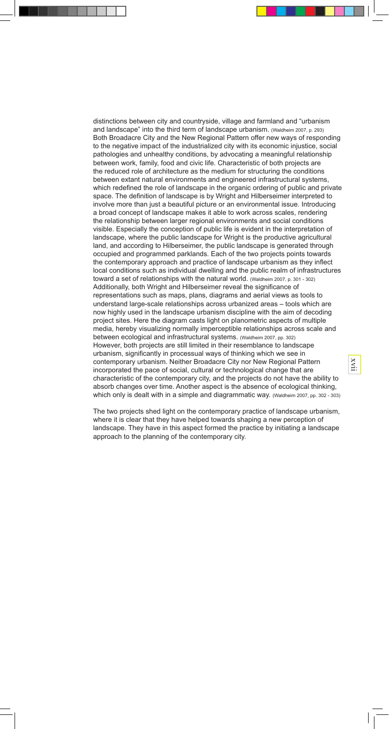distinctions between city and countryside, village and farmland and "urbanism and landscape" into the third term of landscape urbanism. (Waldheim 2007, p. 293)
Both Broadacre City and the New Regional Pattern offer new ways of responding to the negative impact of the industrialized city with its economic injustice, social pathologies and unhealthy conditions, by advocating a meaningful relationship between work, family, food and civic life. Characteristic of both projects are the reduced role of architecture as the medium for structuring the conditions between extant natural environments and engineered infrastructural systems, which redefined the role of landscape in the organic ordering of public and private space. The definition of landscape is by Wright and Hilberseimer interpreted to involve more than just a beautiful picture or an environmental issue. Introducing a broad concept of landscape makes it able to work across scales, rendering the relationship between larger regional environments and social conditions visible. Especially the conception of public life is evident in the interpretation of landscape, where the public landscape for Wright is the productive agricultural land, and according to Hilberseimer, the public landscape is generated through occupied and programmed parklands. Each of the two projects points towards the contemporary approach and practice of landscape urbanism as they inflect local conditions such as individual dwelling and the public realm of infrastructures toward a set of relationships with the natural world. (Waldheim 2007, p. 301 - 302)
Additionally, both Wright and Hilberseimer reveal the significance of representations such as maps, plans, diagrams and aerial views as tools to understand large-scale relationships across urbanized areas – tools which are now highly used in the landscape urbanism discipline with the aim of decoding project sites. Here the diagram casts light on planometric aspects of multiple media, hereby visualizing normally imperceptible relationships across scale and between ecological and infrastructural systems. (Waldheim 2007, pp. 302)
However, both projects are still limited in their resemblance to landscape urbanism, significantly in processual ways of thinking which we see in contemporary urbanism. Neither Broadacre City nor New Regional Pattern incorporated the pace of social, cultural or technological change that are characteristic of the contemporary city, and the projects do not have the ability to absorb changes over time. Another aspect is the absence of ecological thinking, which only is dealt with in a simple and diagrammatic way. (Waldheim 2007, pp. 302 - 303)

The two projects shed light on the contemporary practice of landscape urbanism, where it is clear that they have helped towards shaping a new perception of landscape. They have in this aspect formed the practice by initiating a landscape approach to the planning of the contemporary city.